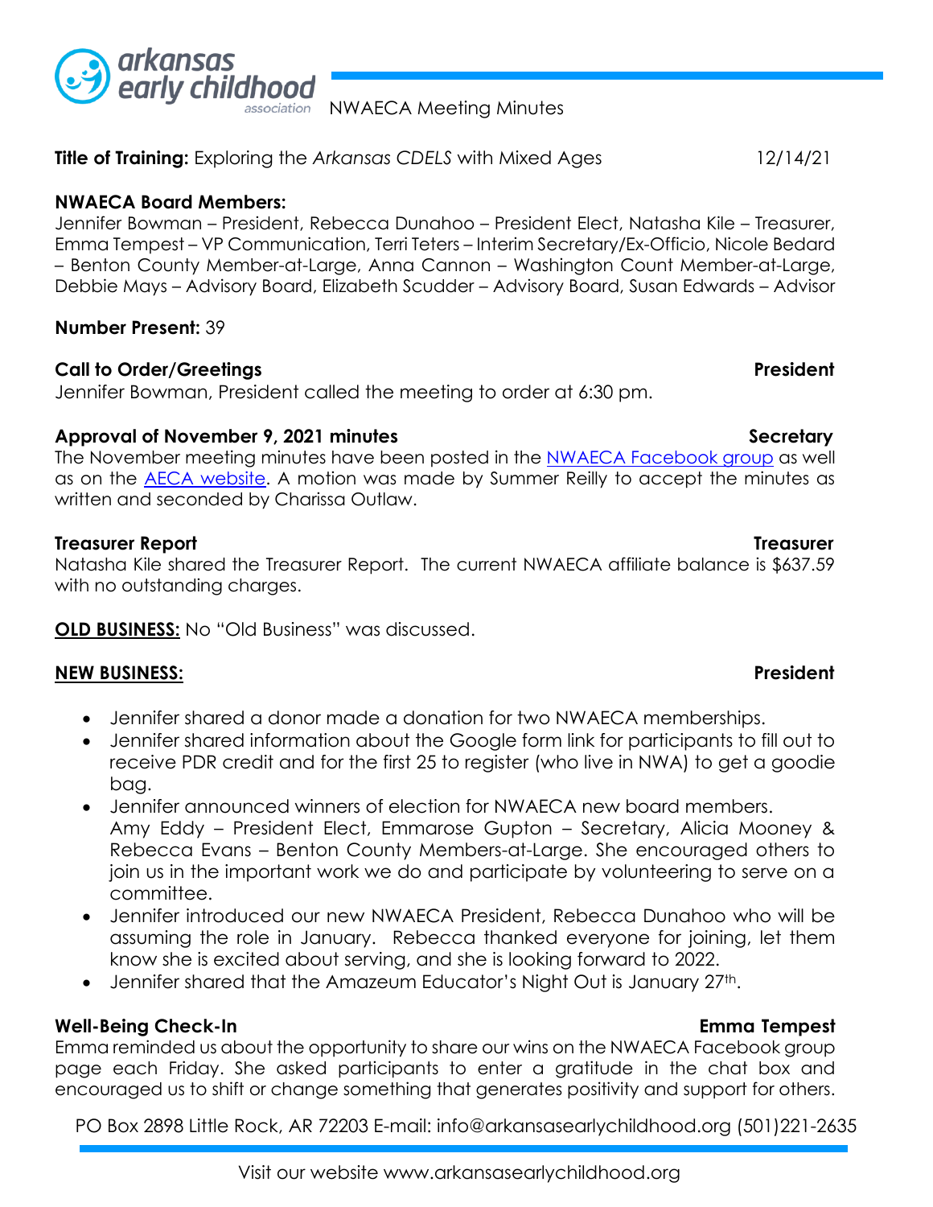NWAECA Meeting Minutes

**Title of Training:** Exploring the *Arkansas CDELS* with Mixed Ages 12/14/21

**NWAECA Board Members:**
Jennifer Bowman – President, Rebecca Dunahoo – President Elect, Natasha Kile – Treasurer, Emma Tempest – VP Communication, Terri Teters – Interim Secretary/Ex-Officio, Nicole Bedard – Benton County Member-at-Large, Anna Cannon – Washington Count Member-at-Large, Debbie Mays – Advisory Board, Elizabeth Scudder – Advisory Board, Susan Edwards – Advisor

**Number Present:** 39

**Call to Order/Greetings** **President**
Jennifer Bowman, President called the meeting to order at 6:30 pm.

**Approval of November 9, 2021 minutes** **Secretary**
The November meeting minutes have been posted in the NWAECA Facebook group as well as on the AECA website. A motion was made by Summer Reilly to accept the minutes as written and seconded by Charissa Outlaw.

**Treasurer Report** **Treasurer**
Natasha Kile shared the Treasurer Report. The current NWAECA affiliate balance is $637.59 with no outstanding charges.

**OLD BUSINESS:** No "Old Business" was discussed.

**NEW BUSINESS:** **President**

- Jennifer shared a donor made a donation for two NWAECA memberships.
- Jennifer shared information about the Google form link for participants to fill out to receive PDR credit and for the first 25 to register (who live in NWA) to get a goodie bag.
- Jennifer announced winners of election for NWAECA new board members. Amy Eddy – President Elect, Emmarose Gupton – Secretary, Alicia Mooney & Rebecca Evans – Benton County Members-at-Large. She encouraged others to join us in the important work we do and participate by volunteering to serve on a committee.
- Jennifer introduced our new NWAECA President, Rebecca Dunahoo who will be assuming the role in January. Rebecca thanked everyone for joining, let them know she is excited about serving, and she is looking forward to 2022.
- Jennifer shared that the Amazeum Educator's Night Out is January 27th.

**Well-Being Check-In** **Emma Tempest**
Emma reminded us about the opportunity to share our wins on the NWAECA Facebook group page each Friday. She asked participants to enter a gratitude in the chat box and encouraged us to shift or change something that generates positivity and support for others.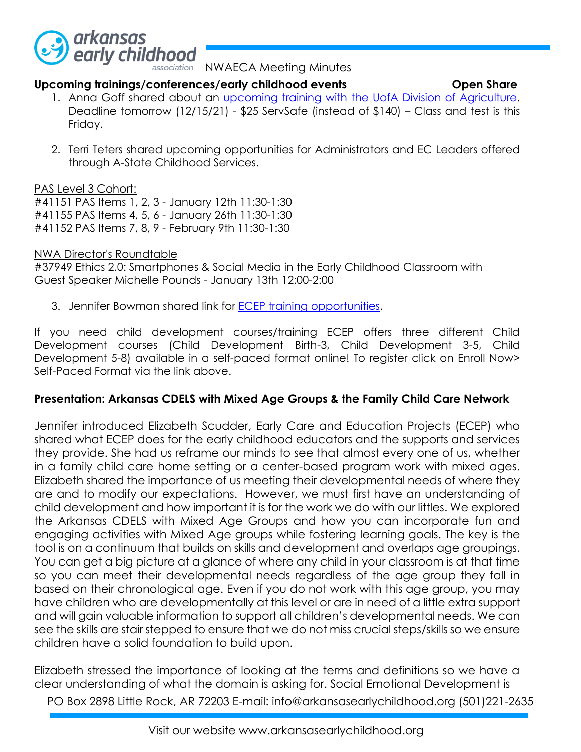NWAECA Meeting Minutes

**Upcoming trainings/conferences/early childhood events** **Open Share**

1. Anna Goff shared about an upcoming training with the UofA Division of Agriculture. Deadline tomorrow (12/15/21) - $25 ServSafe (instead of $140) – Class and test is this Friday.

2. Terri Teters shared upcoming opportunities for Administrators and EC Leaders offered through A-State Childhood Services.

PAS Level 3 Cohort:
#41151 PAS Items 1, 2, 3 - January 12th 11:30-1:30
#41155 PAS Items 4, 5, 6 - January 26th 11:30-1:30
#41152 PAS Items 7, 8, 9 - February 9th 11:30-1:30

NWA Director's Roundtable
#37949 Ethics 2.0: Smartphones & Social Media in the Early Childhood Classroom with Guest Speaker Michelle Pounds - January 13th 12:00-2:00

3. Jennifer Bowman shared link for ECEP training opportunities.

If you need child development courses/training ECEP offers three different Child Development courses (Child Development Birth-3, Child Development 3-5, Child Development 5-8) available in a self-paced format online! To register click on Enroll Now> Self-Paced Format via the link above.

**Presentation: Arkansas CDELS with Mixed Age Groups & the Family Child Care Network**

Jennifer introduced Elizabeth Scudder, Early Care and Education Projects (ECEP) who shared what ECEP does for the early childhood educators and the supports and services they provide. She had us reframe our minds to see that almost every one of us, whether in a family child care home setting or a center-based program work with mixed ages. Elizabeth shared the importance of us meeting their developmental needs of where they are and to modify our expectations. However, we must first have an understanding of child development and how important it is for the work we do with our littles. We explored the Arkansas CDELS with Mixed Age Groups and how you can incorporate fun and engaging activities with Mixed Age groups while fostering learning goals. The key is the tool is on a continuum that builds on skills and development and overlaps age groupings. You can get a big picture at a glance of where any child in your classroom is at that time so you can meet their developmental needs regardless of the age group they fall in based on their chronological age. Even if you do not work with this age group, you may have children who are developmentally at this level or are in need of a little extra support and will gain valuable information to support all children's developmental needs. We can see the skills are stair stepped to ensure that we do not miss crucial steps/skills so we ensure children have a solid foundation to build upon.

Elizabeth stressed the importance of looking at the terms and definitions so we have a clear understanding of what the domain is asking for. Social Emotional Development is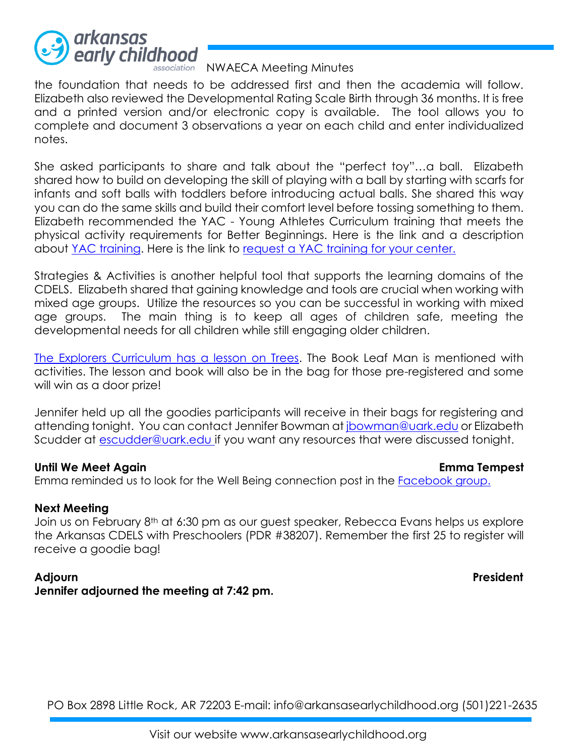the foundation that needs to be addressed first and then the academia will follow. Elizabeth also reviewed the Developmental Rating Scale Birth through 36 months. It is free and a printed version and/or electronic copy is available. The tool allows you to complete and document 3 observations a year on each child and enter individualized notes.

She asked participants to share and talk about the "perfect toy"…a ball. Elizabeth shared how to build on developing the skill of playing with a ball by starting with scarfs for infants and soft balls with toddlers before introducing actual balls. She shared this way you can do the same skills and build their comfort level before tossing something to them. Elizabeth recommended the YAC - Young Athletes Curriculum training that meets the physical activity requirements for Better Beginnings. Here is the link and a description about YAC training. Here is the link to request a YAC training for your center.

Strategies & Activities is another helpful tool that supports the learning domains of the CDELS. Elizabeth shared that gaining knowledge and tools are crucial when working with mixed age groups. Utilize the resources so you can be successful in working with mixed age groups. The main thing is to keep all ages of children safe, meeting the developmental needs for all children while still engaging older children.

The Explorers Curriculum has a lesson on Trees. The Book Leaf Man is mentioned with activities. The lesson and book will also be in the bag for those pre-registered and some will win as a door prize!

Jennifer held up all the goodies participants will receive in their bags for registering and attending tonight. You can contact Jennifer Bowman at jbowman@uark.edu or Elizabeth Scudder at escudder@uark.edu if you want any resources that were discussed tonight.

**Until We Meet Again** **Emma Tempest**

Emma reminded us to look for the Well Being connection post in the Facebook group.

**Next Meeting**

Join us on February 8th at 6:30 pm as our guest speaker, Rebecca Evans helps us explore the Arkansas CDELS with Preschoolers (PDR #38207). Remember the first 25 to register will receive a goodie bag!

**Adjourn** **President**

**Jennifer adjourned the meeting at 7:42 pm.**